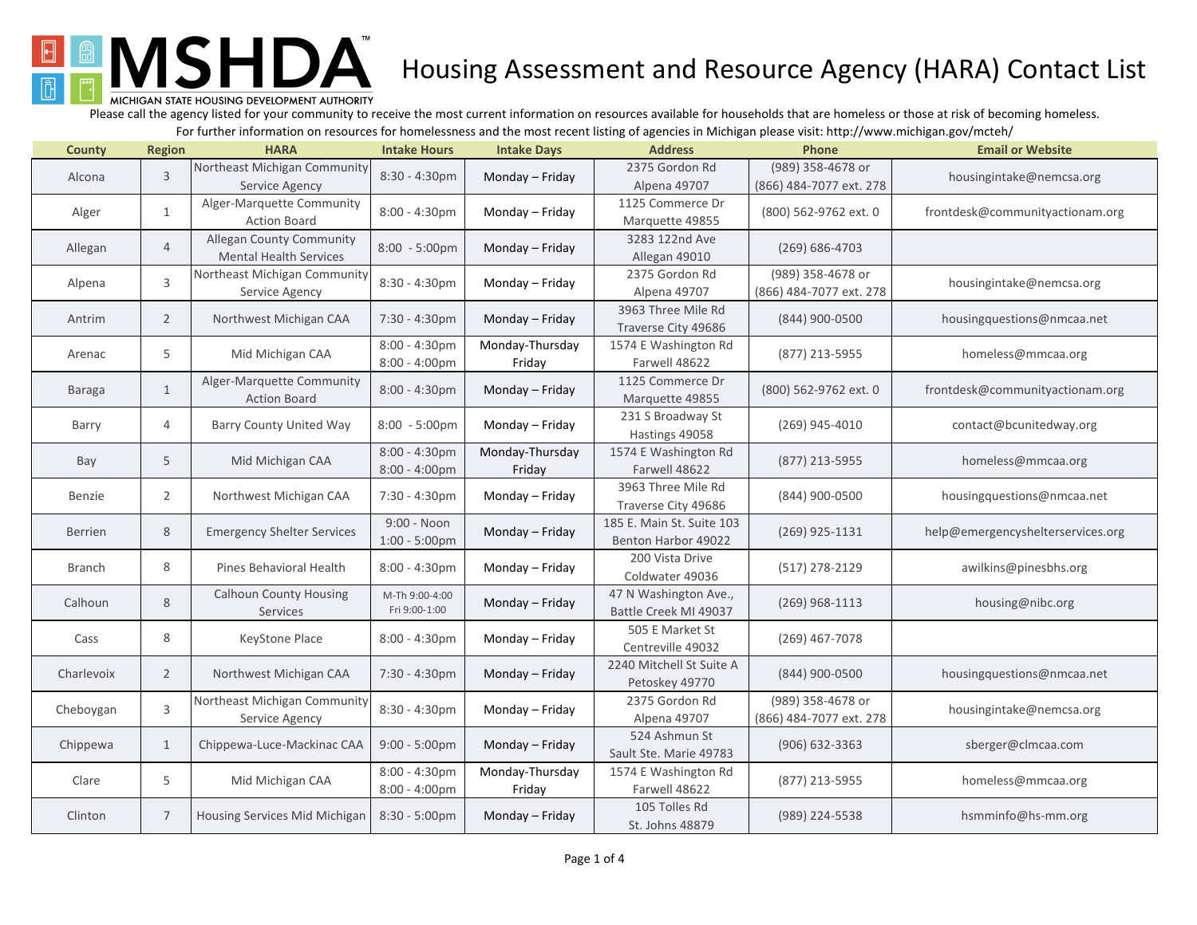# Housing Assessment and Resource Agency (HARA) Contact List

MSHDA — MICHIGAN STATE HOUSING DEVELOPMENT AUTHORITY

Please call the agency listed for your community to receive the most current information on resources available for households that are homeless or those at risk of becoming homeless.
For further information on resources for homelessness and the most recent listing of agencies in Michigan please visit: http://www.michigan.gov/mcteh/

| County | Region | HARA | Intake Hours | Intake Days | Address | Phone | Email or Website |
|---|---|---|---|---|---|---|---|
| Alcona | 3 | Northeast Michigan Community Service Agency | 8:30 - 4:30pm | Monday – Friday | 2375 Gordon Rd Alpena 49707 | (989) 358-4678 or (866) 484-7077 ext. 278 | housingintake@nemcsa.org |
| Alger | 1 | Alger-Marquette Community Action Board | 8:00 - 4:30pm | Monday – Friday | 1125 Commerce Dr Marquette 49855 | (800) 562-9762 ext. 0 | frontdesk@communityactionam.org |
| Allegan | 4 | Allegan County Community Mental Health Services | 8:00 - 5:00pm | Monday – Friday | 3283 122nd Ave Allegan 49010 | (269) 686-4703 | |
| Alpena | 3 | Northeast Michigan Community Service Agency | 8:30 - 4:30pm | Monday – Friday | 2375 Gordon Rd Alpena 49707 | (989) 358-4678 or (866) 484-7077 ext. 278 | housingintake@nemcsa.org |
| Antrim | 2 | Northwest Michigan CAA | 7:30 - 4:30pm | Monday – Friday | 3963 Three Mile Rd Traverse City 49686 | (844) 900-0500 | housingquestions@nmcaa.net |
| Arenac | 5 | Mid Michigan CAA | 8:00 - 4:30pm<br>8:00 - 4:00pm | Monday-Thursday<br>Friday | 1574 E Washington Rd Farwell 48622 | (877) 213-5955 | homeless@mmcaa.org |
| Baraga | 1 | Alger-Marquette Community Action Board | 8:00 - 4:30pm | Monday – Friday | 1125 Commerce Dr Marquette 49855 | (800) 562-9762 ext. 0 | frontdesk@communityactionam.org |
| Barry | 4 | Barry County United Way | 8:00 - 5:00pm | Monday – Friday | 231 S Broadway St Hastings 49058 | (269) 945-4010 | contact@bcunitedway.org |
| Bay | 5 | Mid Michigan CAA | 8:00 - 4:30pm<br>8:00 - 4:00pm | Monday-Thursday<br>Friday | 1574 E Washington Rd Farwell 48622 | (877) 213-5955 | homeless@mmcaa.org |
| Benzie | 2 | Northwest Michigan CAA | 7:30 - 4:30pm | Monday – Friday | 3963 Three Mile Rd Traverse City 49686 | (844) 900-0500 | housingquestions@nmcaa.net |
| Berrien | 8 | Emergency Shelter Services | 9:00 - Noon<br>1:00 - 5:00pm | Monday – Friday | 185 E. Main St. Suite 103 Benton Harbor 49022 | (269) 925-1131 | help@emergencyshelterservices.org |
| Branch | 8 | Pines Behavioral Health | 8:00 - 4:30pm | Monday – Friday | 200 Vista Drive Coldwater 49036 | (517) 278-2129 | awilkins@pinesbhs.org |
| Calhoun | 8 | Calhoun County Housing Services | M-Th 9:00-4:00<br>Fri 9:00-1:00 | Monday – Friday | 47 N Washington Ave., Battle Creek MI 49037 | (269) 968-1113 | housing@nibc.org |
| Cass | 8 | KeyStone Place | 8:00 - 4:30pm | Monday – Friday | 505 E Market St Centreville 49032 | (269) 467-7078 | |
| Charlevoix | 2 | Northwest Michigan CAA | 7:30 - 4:30pm | Monday – Friday | 2240 Mitchell St Suite A Petoskey 49770 | (844) 900-0500 | housingquestions@nmcaa.net |
| Cheboygan | 3 | Northeast Michigan Community Service Agency | 8:30 - 4:30pm | Monday – Friday | 2375 Gordon Rd Alpena 49707 | (989) 358-4678 or (866) 484-7077 ext. 278 | housingintake@nemcsa.org |
| Chippewa | 1 | Chippewa-Luce-Mackinac CAA | 9:00 - 5:00pm | Monday – Friday | 524 Ashmun St Sault Ste. Marie 49783 | (906) 632-3363 | sberger@clmcaa.com |
| Clare | 5 | Mid Michigan CAA | 8:00 - 4:30pm<br>8:00 - 4:00pm | Monday-Thursday<br>Friday | 1574 E Washington Rd Farwell 48622 | (877) 213-5955 | homeless@mmcaa.org |
| Clinton | 7 | Housing Services Mid Michigan | 8:30 - 5:00pm | Monday – Friday | 105 Tolles Rd St. Johns 48879 | (989) 224-5538 | hsmminfo@hs-mm.org |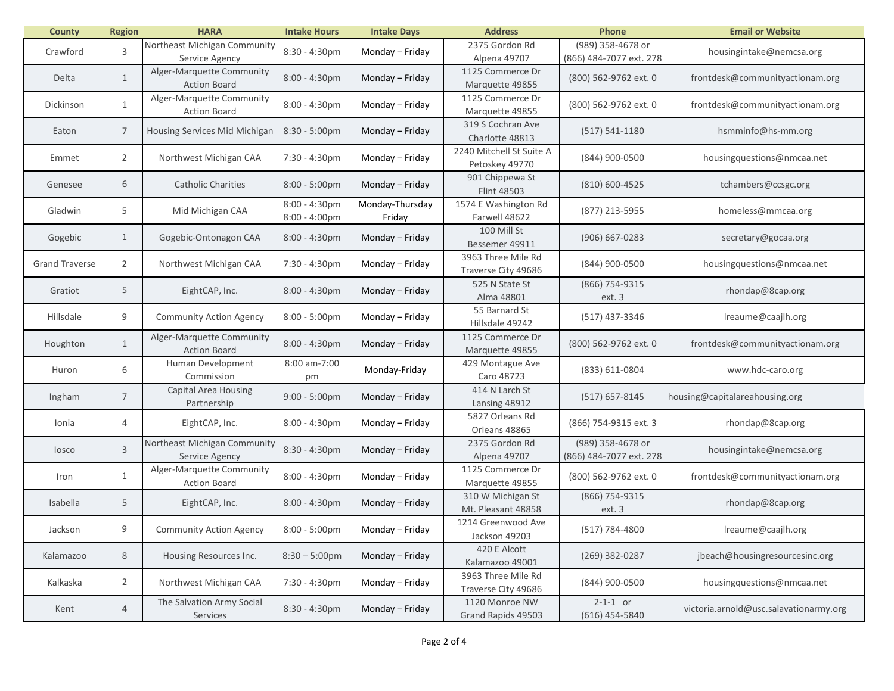| County | Region | HARA | Intake Hours | Intake Days | Address | Phone | Email or Website |
| --- | --- | --- | --- | --- | --- | --- | --- |
| Crawford | 3 | Northeast Michigan Community Service Agency | 8:30 - 4:30pm | Monday – Friday | 2375 Gordon Rd Alpena 49707 | (989) 358-4678 or (866) 484-7077 ext. 278 | housingintake@nemcsa.org |
| Delta | 1 | Alger-Marquette Community Action Board | 8:00 - 4:30pm | Monday – Friday | 1125 Commerce Dr Marquette 49855 | (800) 562-9762 ext. 0 | frontdesk@communityactionam.org |
| Dickinson | 1 | Alger-Marquette Community Action Board | 8:00 - 4:30pm | Monday – Friday | 1125 Commerce Dr Marquette 49855 | (800) 562-9762 ext. 0 | frontdesk@communityactionam.org |
| Eaton | 7 | Housing Services Mid Michigan | 8:30 - 5:00pm | Monday – Friday | 319 S Cochran Ave Charlotte 48813 | (517) 541-1180 | hsmminfo@hs-mm.org |
| Emmet | 2 | Northwest Michigan CAA | 7:30 - 4:30pm | Monday – Friday | 2240 Mitchell St Suite A Petoskey 49770 | (844) 900-0500 | housingquestions@nmcaa.net |
| Genesee | 6 | Catholic Charities | 8:00 - 5:00pm | Monday – Friday | 901 Chippewa St Flint 48503 | (810) 600-4525 | tchambers@ccsgc.org |
| Gladwin | 5 | Mid Michigan CAA | 8:00 - 4:30pm 8:00 - 4:00pm | Monday-Thursday Friday | 1574 E Washington Rd Farwell 48622 | (877) 213-5955 | homeless@mmcaa.org |
| Gogebic | 1 | Gogebic-Ontonagon CAA | 8:00 - 4:30pm | Monday – Friday | 100 Mill St Bessemer 49911 | (906) 667-0283 | secretary@gocaa.org |
| Grand Traverse | 2 | Northwest Michigan CAA | 7:30 - 4:30pm | Monday – Friday | 3963 Three Mile Rd Traverse City 49686 | (844) 900-0500 | housingquestions@nmcaa.net |
| Gratiot | 5 | EightCAP, Inc. | 8:00 - 4:30pm | Monday – Friday | 525 N State St Alma 48801 | (866) 754-9315 ext. 3 | rhondap@8cap.org |
| Hillsdale | 9 | Community Action Agency | 8:00 - 5:00pm | Monday – Friday | 55 Barnard St Hillsdale 49242 | (517) 437-3346 | lreaume@caajlh.org |
| Houghton | 1 | Alger-Marquette Community Action Board | 8:00 - 4:30pm | Monday – Friday | 1125 Commerce Dr Marquette 49855 | (800) 562-9762 ext. 0 | frontdesk@communityactionam.org |
| Huron | 6 | Human Development Commission | 8:00 am-7:00 pm | Monday-Friday | 429 Montague Ave Caro 48723 | (833) 611-0804 | www.hdc-caro.org |
| Ingham | 7 | Capital Area Housing Partnership | 9:00 - 5:00pm | Monday – Friday | 414 N Larch St Lansing 48912 | (517) 657-8145 | housing@capitalareahousing.org |
| Ionia | 4 | EightCAP, Inc. | 8:00 - 4:30pm | Monday – Friday | 5827 Orleans Rd Orleans 48865 | (866) 754-9315 ext. 3 | rhondap@8cap.org |
| Iosco | 3 | Northeast Michigan Community Service Agency | 8:30 - 4:30pm | Monday – Friday | 2375 Gordon Rd Alpena 49707 | (989) 358-4678 or (866) 484-7077 ext. 278 | housingintake@nemcsa.org |
| Iron | 1 | Alger-Marquette Community Action Board | 8:00 - 4:30pm | Monday – Friday | 1125 Commerce Dr Marquette 49855 | (800) 562-9762 ext. 0 | frontdesk@communityactionam.org |
| Isabella | 5 | EightCAP, Inc. | 8:00 - 4:30pm | Monday – Friday | 310 W Michigan St Mt. Pleasant 48858 | (866) 754-9315 ext. 3 | rhondap@8cap.org |
| Jackson | 9 | Community Action Agency | 8:00 - 5:00pm | Monday – Friday | 1214 Greenwood Ave Jackson 49203 | (517) 784-4800 | lreaume@caajlh.org |
| Kalamazoo | 8 | Housing Resources Inc. | 8:30 – 5:00pm | Monday – Friday | 420 E Alcott Kalamazoo 49001 | (269) 382-0287 | jbeach@housingresourcesinc.org |
| Kalkaska | 2 | Northwest Michigan CAA | 7:30 - 4:30pm | Monday – Friday | 3963 Three Mile Rd Traverse City 49686 | (844) 900-0500 | housingquestions@nmcaa.net |
| Kent | 4 | The Salvation Army Social Services | 8:30 - 4:30pm | Monday – Friday | 1120 Monroe NW Grand Rapids 49503 | 2-1-1 or (616) 454-5840 | victoria.arnold@usc.salavationarmy.org |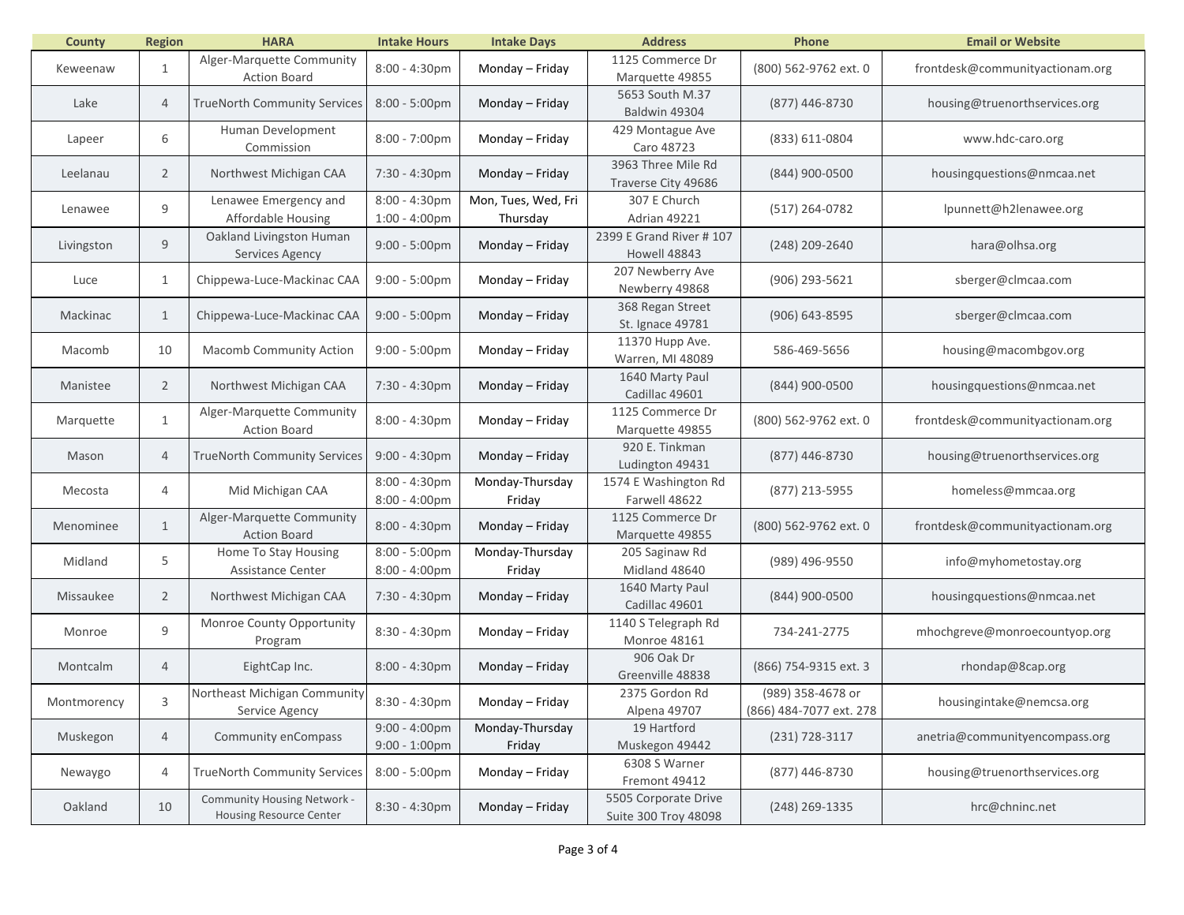| County | Region | HARA | Intake Hours | Intake Days | Address | Phone | Email or Website |
|---|---|---|---|---|---|---|---|
| Keweenaw | 1 | Alger-Marquette Community Action Board | 8:00 - 4:30pm | Monday – Friday | 1125 Commerce Dr Marquette 49855 | (800) 562-9762 ext. 0 | frontdesk@communityactionam.org |
| Lake | 4 | TrueNorth Community Services | 8:00 - 5:00pm | Monday – Friday | 5653 South M.37 Baldwin 49304 | (877) 446-8730 | housing@truenorthservices.org |
| Lapeer | 6 | Human Development Commission | 8:00 - 7:00pm | Monday – Friday | 429 Montague Ave Caro 48723 | (833) 611-0804 | www.hdc-caro.org |
| Leelanau | 2 | Northwest Michigan CAA | 7:30 - 4:30pm | Monday – Friday | 3963 Three Mile Rd Traverse City 49686 | (844) 900-0500 | housingquestions@nmcaa.net |
| Lenawee | 9 | Lenawee Emergency and Affordable Housing | 8:00 - 4:30pm 1:00 - 4:00pm | Mon, Tues, Wed, Fri Thursday | 307 E Church Adrian 49221 | (517) 264-0782 | lpunnett@h2lenawee.org |
| Livingston | 9 | Oakland Livingston Human Services Agency | 9:00 - 5:00pm | Monday – Friday | 2399 E Grand River # 107 Howell 48843 | (248) 209-2640 | hara@olhsa.org |
| Luce | 1 | Chippewa-Luce-Mackinac CAA | 9:00 - 5:00pm | Monday – Friday | 207 Newberry Ave Newberry 49868 | (906) 293-5621 | sberger@clmcaa.com |
| Mackinac | 1 | Chippewa-Luce-Mackinac CAA | 9:00 - 5:00pm | Monday – Friday | 368 Regan Street St. Ignace 49781 | (906) 643-8595 | sberger@clmcaa.com |
| Macomb | 10 | Macomb Community Action | 9:00 - 5:00pm | Monday – Friday | 11370 Hupp Ave. Warren, MI 48089 | 586-469-5656 | housing@macombgov.org |
| Manistee | 2 | Northwest Michigan CAA | 7:30 - 4:30pm | Monday – Friday | 1640 Marty Paul Cadillac 49601 | (844) 900-0500 | housingquestions@nmcaa.net |
| Marquette | 1 | Alger-Marquette Community Action Board | 8:00 - 4:30pm | Monday – Friday | 1125 Commerce Dr Marquette 49855 | (800) 562-9762 ext. 0 | frontdesk@communityactionam.org |
| Mason | 4 | TrueNorth Community Services | 9:00 - 4:30pm | Monday – Friday | 920 E. Tinkman Ludington 49431 | (877) 446-8730 | housing@truenorthservices.org |
| Mecosta | 4 | Mid Michigan CAA | 8:00 - 4:30pm 8:00 - 4:00pm | Monday-Thursday Friday | 1574 E Washington Rd Farwell 48622 | (877) 213-5955 | homeless@mmcaa.org |
| Menominee | 1 | Alger-Marquette Community Action Board | 8:00 - 4:30pm | Monday – Friday | 1125 Commerce Dr Marquette 49855 | (800) 562-9762 ext. 0 | frontdesk@communityactionam.org |
| Midland | 5 | Home To Stay Housing Assistance Center | 8:00 - 5:00pm 8:00 - 4:00pm | Monday-Thursday Friday | 205 Saginaw Rd Midland 48640 | (989) 496-9550 | info@myhometostay.org |
| Missaukee | 2 | Northwest Michigan CAA | 7:30 - 4:30pm | Monday – Friday | 1640 Marty Paul Cadillac 49601 | (844) 900-0500 | housingquestions@nmcaa.net |
| Monroe | 9 | Monroe County Opportunity Program | 8:30 - 4:30pm | Monday – Friday | 1140 S Telegraph Rd Monroe 48161 | 734-241-2775 | mhochgreve@monroecountyop.org |
| Montcalm | 4 | EightCap Inc. | 8:00 - 4:30pm | Monday – Friday | 906 Oak Dr Greenville 48838 | (866) 754-9315 ext. 3 | rhondap@8cap.org |
| Montmorency | 3 | Northeast Michigan Community Service Agency | 8:30 - 4:30pm | Monday – Friday | 2375 Gordon Rd Alpena 49707 | (989) 358-4678 or (866) 484-7077 ext. 278 | housingintake@nemcsa.org |
| Muskegon | 4 | Community enCompass | 9:00 - 4:00pm 9:00 - 1:00pm | Monday-Thursday Friday | 19 Hartford Muskegon 49442 | (231) 728-3117 | anetria@communityencompass.org |
| Newaygo | 4 | TrueNorth Community Services | 8:00 - 5:00pm | Monday – Friday | 6308 S Warner Fremont 49412 | (877) 446-8730 | housing@truenorthservices.org |
| Oakland | 10 | Community Housing Network - Housing Resource Center | 8:30 - 4:30pm | Monday – Friday | 5505 Corporate Drive Suite 300 Troy 48098 | (248) 269-1335 | hrc@chninc.net |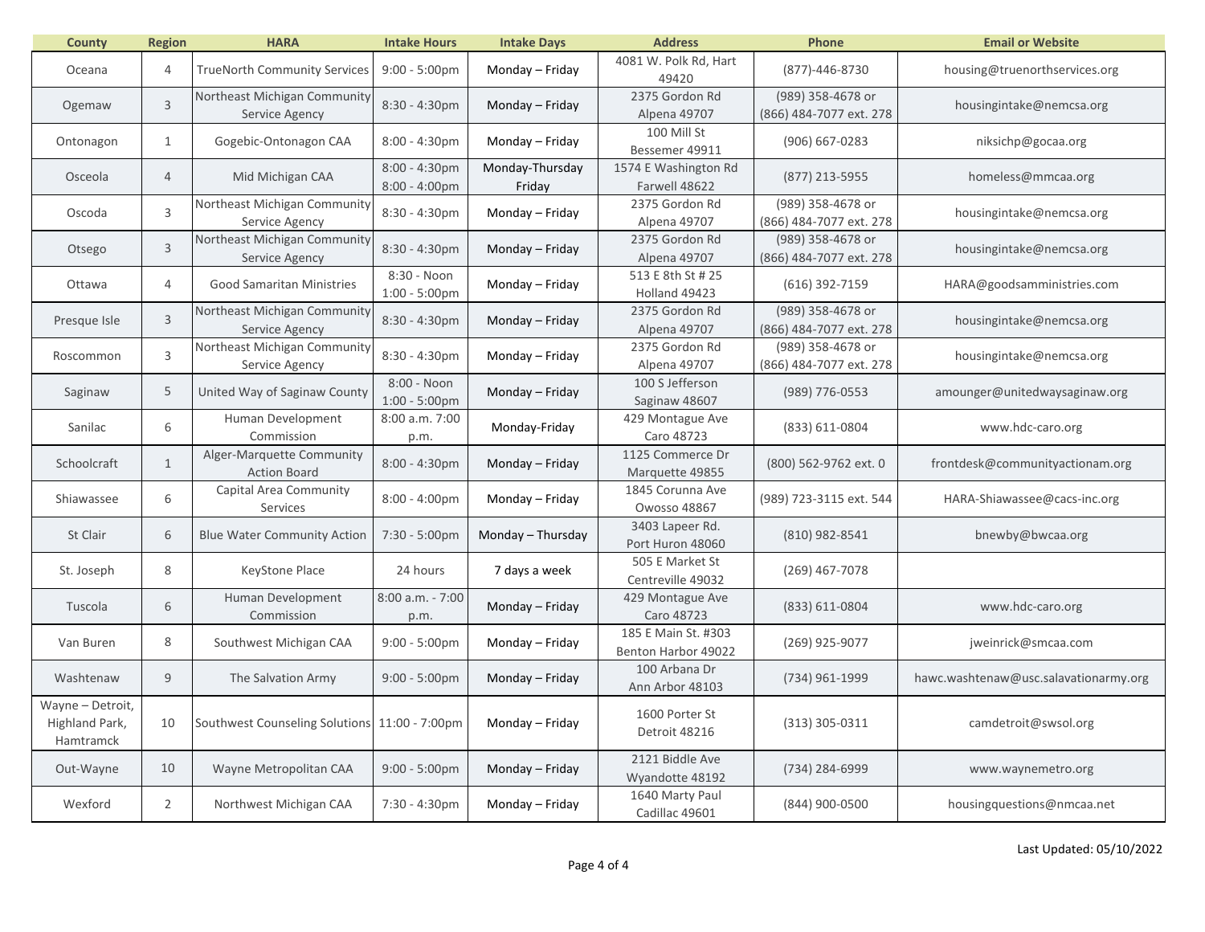| County | Region | HARA | Intake Hours | Intake Days | Address | Phone | Email or Website |
|---|---|---|---|---|---|---|---|
| Oceana | 4 | TrueNorth Community Services | 9:00 - 5:00pm | Monday – Friday | 4081 W. Polk Rd, Hart 49420 | (877)-446-8730 | housing@truenorthservices.org |
| Ogemaw | 3 | Northeast Michigan Community Service Agency | 8:30 - 4:30pm | Monday – Friday | 2375 Gordon Rd Alpena 49707 | (989) 358-4678 or (866) 484-7077 ext. 278 | housingintake@nemcsa.org |
| Ontonagon | 1 | Gogebic-Ontonagon CAA | 8:00 - 4:30pm | Monday – Friday | 100 Mill St Bessemer 49911 | (906) 667-0283 | niksichp@gocaa.org |
| Osceola | 4 | Mid Michigan CAA | 8:00 - 4:30pm 8:00 - 4:00pm | Monday-Thursday Friday | 1574 E Washington Rd Farwell 48622 | (877) 213-5955 | homeless@mmcaa.org |
| Oscoda | 3 | Northeast Michigan Community Service Agency | 8:30 - 4:30pm | Monday – Friday | 2375 Gordon Rd Alpena 49707 | (989) 358-4678 or (866) 484-7077 ext. 278 | housingintake@nemcsa.org |
| Otsego | 3 | Northeast Michigan Community Service Agency | 8:30 - 4:30pm | Monday – Friday | 2375 Gordon Rd Alpena 49707 | (989) 358-4678 or (866) 484-7077 ext. 278 | housingintake@nemcsa.org |
| Ottawa | 4 | Good Samaritan Ministries | 8:30 - Noon 1:00 - 5:00pm | Monday – Friday | 513 E 8th St # 25 Holland 49423 | (616) 392-7159 | HARA@goodsamministries.com |
| Presque Isle | 3 | Northeast Michigan Community Service Agency | 8:30 - 4:30pm | Monday – Friday | 2375 Gordon Rd Alpena 49707 | (989) 358-4678 or (866) 484-7077 ext. 278 | housingintake@nemcsa.org |
| Roscommon | 3 | Northeast Michigan Community Service Agency | 8:30 - 4:30pm | Monday – Friday | 2375 Gordon Rd Alpena 49707 | (989) 358-4678 or (866) 484-7077 ext. 278 | housingintake@nemcsa.org |
| Saginaw | 5 | United Way of Saginaw County | 8:00 - Noon 1:00 - 5:00pm | Monday – Friday | 100 S Jefferson Saginaw 48607 | (989) 776-0553 | amounger@unitedwaysaginaw.org |
| Sanilac | 6 | Human Development Commission | 8:00 a.m. 7:00 p.m. | Monday-Friday | 429 Montague Ave Caro 48723 | (833) 611-0804 | www.hdc-caro.org |
| Schoolcraft | 1 | Alger-Marquette Community Action Board | 8:00 - 4:30pm | Monday – Friday | 1125 Commerce Dr Marquette 49855 | (800) 562-9762 ext. 0 | frontdesk@communityactionam.org |
| Shiawassee | 6 | Capital Area Community Services | 8:00 - 4:00pm | Monday – Friday | 1845 Corunna Ave Owosso 48867 | (989) 723-3115 ext. 544 | HARA-Shiawassee@cacs-inc.org |
| St Clair | 6 | Blue Water Community Action | 7:30 - 5:00pm | Monday – Thursday | 3403 Lapeer Rd. Port Huron 48060 | (810) 982-8541 | bnewby@bwcaa.org |
| St. Joseph | 8 | KeyStone Place | 24 hours | 7 days a week | 505 E Market St Centreville 49032 | (269) 467-7078 | |
| Tuscola | 6 | Human Development Commission | 8:00 a.m. - 7:00 p.m. | Monday – Friday | 429 Montague Ave Caro 48723 | (833) 611-0804 | www.hdc-caro.org |
| Van Buren | 8 | Southwest Michigan CAA | 9:00 - 5:00pm | Monday – Friday | 185 E Main St. #303 Benton Harbor 49022 | (269) 925-9077 | jweinrick@smcaa.com |
| Washtenaw | 9 | The Salvation Army | 9:00 - 5:00pm | Monday – Friday | 100 Arbana Dr Ann Arbor 48103 | (734) 961-1999 | hawc.washtenaw@usc.salavationarmy.org |
| Wayne – Detroit, Highland Park, Hamtramck | 10 | Southwest Counseling Solutions | 11:00 - 7:00pm | Monday – Friday | 1600 Porter St Detroit 48216 | (313) 305-0311 | camdetroit@swsol.org |
| Out-Wayne | 10 | Wayne Metropolitan CAA | 9:00 - 5:00pm | Monday – Friday | 2121 Biddle Ave Wyandotte 48192 | (734) 284-6999 | www.waynemetro.org |
| Wexford | 2 | Northwest Michigan CAA | 7:30 - 4:30pm | Monday – Friday | 1640 Marty Paul Cadillac 49601 | (844) 900-0500 | housingquestions@nmcaa.net |

Last Updated: 05/10/2022